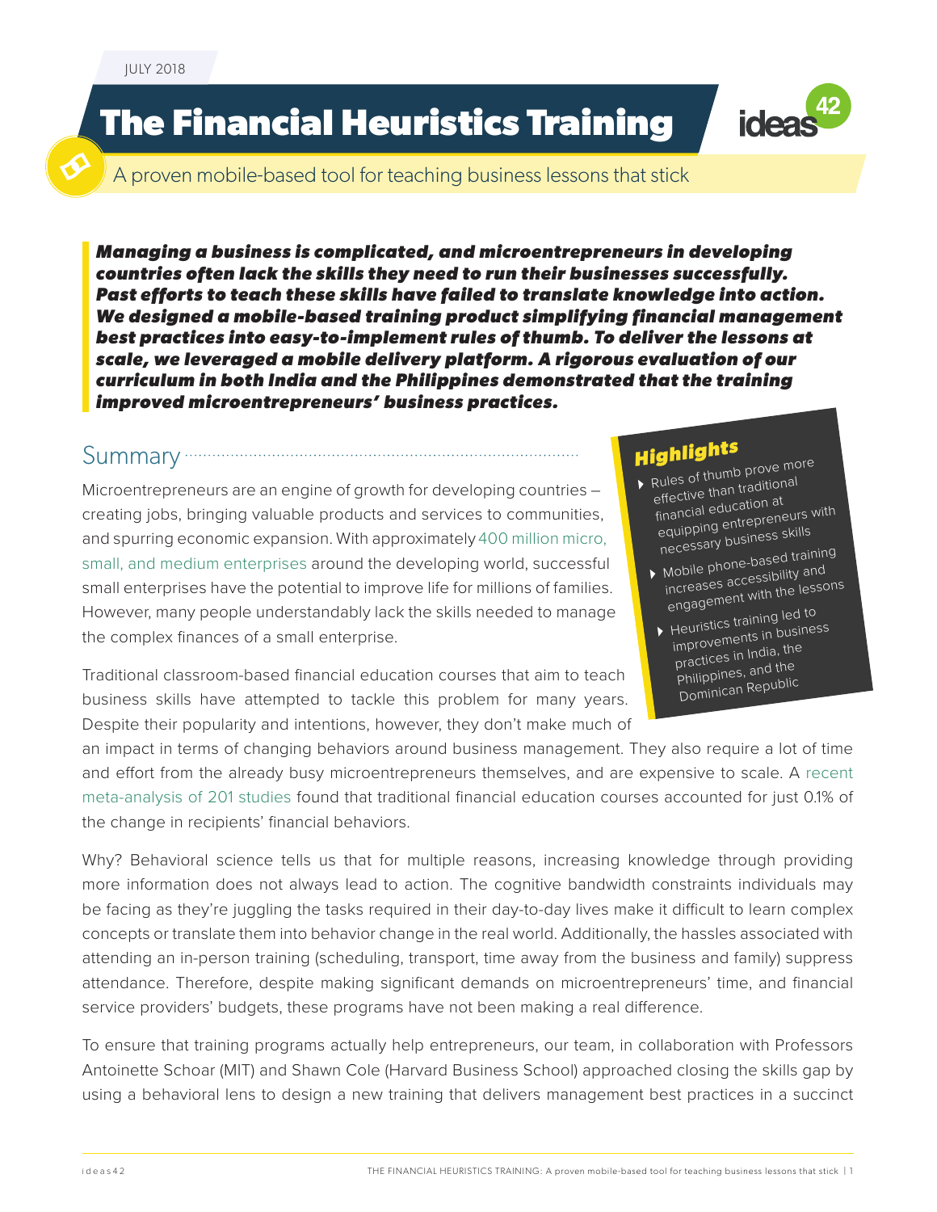JULY 2018

# The Financial Heuristics Training

## A proven mobile-based tool for teaching business lessons that stick

***Managing a business is complicated, and microentrepreneurs in developing countries often lack the skills they need to run their businesses successfully. Past efforts to teach these skills have failed to translate knowledge into action. We designed a mobile-based training product simplifying financial management best practices into easy-to-implement rules of thumb. To deliver the lessons at scale, we leveraged a mobile delivery platform. A rigorous evaluation of our curriculum in both India and the Philippines demonstrated that the training improved microentrepreneurs' business practices.***

## Summary

Microentrepreneurs are an engine of growth for developing countries – creating jobs, bringing valuable products and services to communities, and spurring economic expansion. With approximately 400 million micro, small, and medium enterprises around the developing world, successful small enterprises have the potential to improve life for millions of families. However, many people understandably lack the skills needed to manage the complex finances of a small enterprise.

Traditional classroom-based financial education courses that aim to teach business skills have attempted to tackle this problem for many years. Despite their popularity and intentions, however, they don't make much of an impact in terms of changing behaviors around business management. They also require a lot of time and effort from the already busy microentrepreneurs themselves, and are expensive to scale. A recent meta-analysis of 201 studies found that traditional financial education courses accounted for just 0.1% of the change in recipients' financial behaviors.

### Highlights

- Rules of thumb prove more effective than traditional financial education at equipping entrepreneurs with necessary business skills
- Mobile phone-based training increases accessibility and engagement with the lessons
- Heuristics training led to improvements in business practices in India, the Philippines, and the Dominican Republic

Why? Behavioral science tells us that for multiple reasons, increasing knowledge through providing more information does not always lead to action. The cognitive bandwidth constraints individuals may be facing as they're juggling the tasks required in their day-to-day lives make it difficult to learn complex concepts or translate them into behavior change in the real world. Additionally, the hassles associated with attending an in-person training (scheduling, transport, time away from the business and family) suppress attendance. Therefore, despite making significant demands on microentrepreneurs' time, and financial service providers' budgets, these programs have not been making a real difference.

To ensure that training programs actually help entrepreneurs, our team, in collaboration with Professors Antoinette Schoar (MIT) and Shawn Cole (Harvard Business School) approached closing the skills gap by using a behavioral lens to design a new training that delivers management best practices in a succinct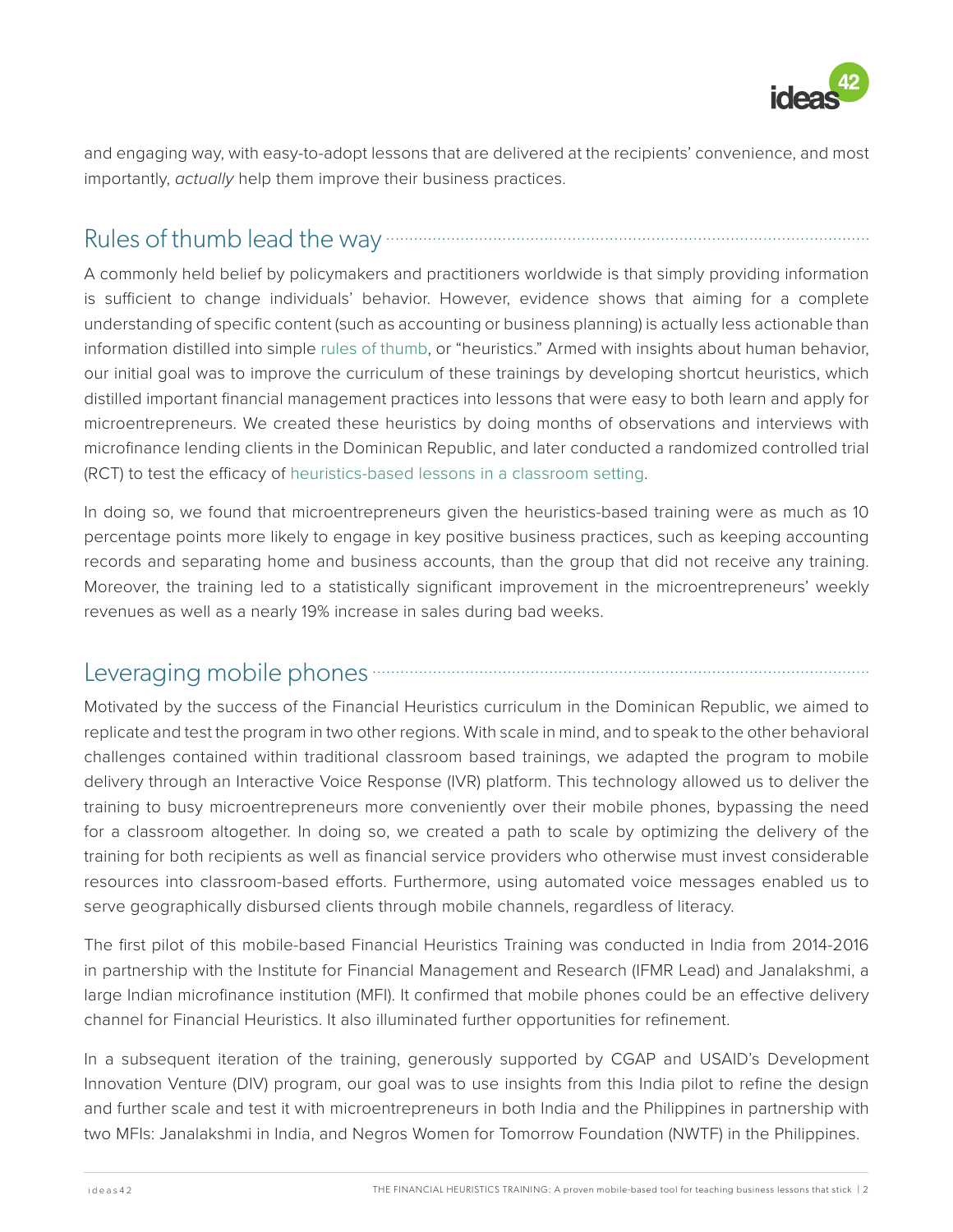and engaging way, with easy-to-adopt lessons that are delivered at the recipients' convenience, and most importantly, *actually* help them improve their business practices.

## Rules of thumb lead the way

A commonly held belief by policymakers and practitioners worldwide is that simply providing information is sufficient to change individuals' behavior. However, evidence shows that aiming for a complete understanding of specific content (such as accounting or business planning) is actually less actionable than information distilled into simple rules of thumb, or "heuristics." Armed with insights about human behavior, our initial goal was to improve the curriculum of these trainings by developing shortcut heuristics, which distilled important financial management practices into lessons that were easy to both learn and apply for microentrepreneurs. We created these heuristics by doing months of observations and interviews with microfinance lending clients in the Dominican Republic, and later conducted a randomized controlled trial (RCT) to test the efficacy of heuristics-based lessons in a classroom setting.

In doing so, we found that microentrepreneurs given the heuristics-based training were as much as 10 percentage points more likely to engage in key positive business practices, such as keeping accounting records and separating home and business accounts, than the group that did not receive any training. Moreover, the training led to a statistically significant improvement in the microentrepreneurs' weekly revenues as well as a nearly 19% increase in sales during bad weeks.

## Leveraging mobile phones

Motivated by the success of the Financial Heuristics curriculum in the Dominican Republic, we aimed to replicate and test the program in two other regions. With scale in mind, and to speak to the other behavioral challenges contained within traditional classroom based trainings, we adapted the program to mobile delivery through an Interactive Voice Response (IVR) platform. This technology allowed us to deliver the training to busy microentrepreneurs more conveniently over their mobile phones, bypassing the need for a classroom altogether. In doing so, we created a path to scale by optimizing the delivery of the training for both recipients as well as financial service providers who otherwise must invest considerable resources into classroom-based efforts. Furthermore, using automated voice messages enabled us to serve geographically disbursed clients through mobile channels, regardless of literacy.

The first pilot of this mobile-based Financial Heuristics Training was conducted in India from 2014-2016 in partnership with the Institute for Financial Management and Research (IFMR Lead) and Janalakshmi, a large Indian microfinance institution (MFI). It confirmed that mobile phones could be an effective delivery channel for Financial Heuristics. It also illuminated further opportunities for refinement.

In a subsequent iteration of the training, generously supported by CGAP and USAID's Development Innovation Venture (DIV) program, our goal was to use insights from this India pilot to refine the design and further scale and test it with microentrepreneurs in both India and the Philippines in partnership with two MFIs: Janalakshmi in India, and Negros Women for Tomorrow Foundation (NWTF) in the Philippines.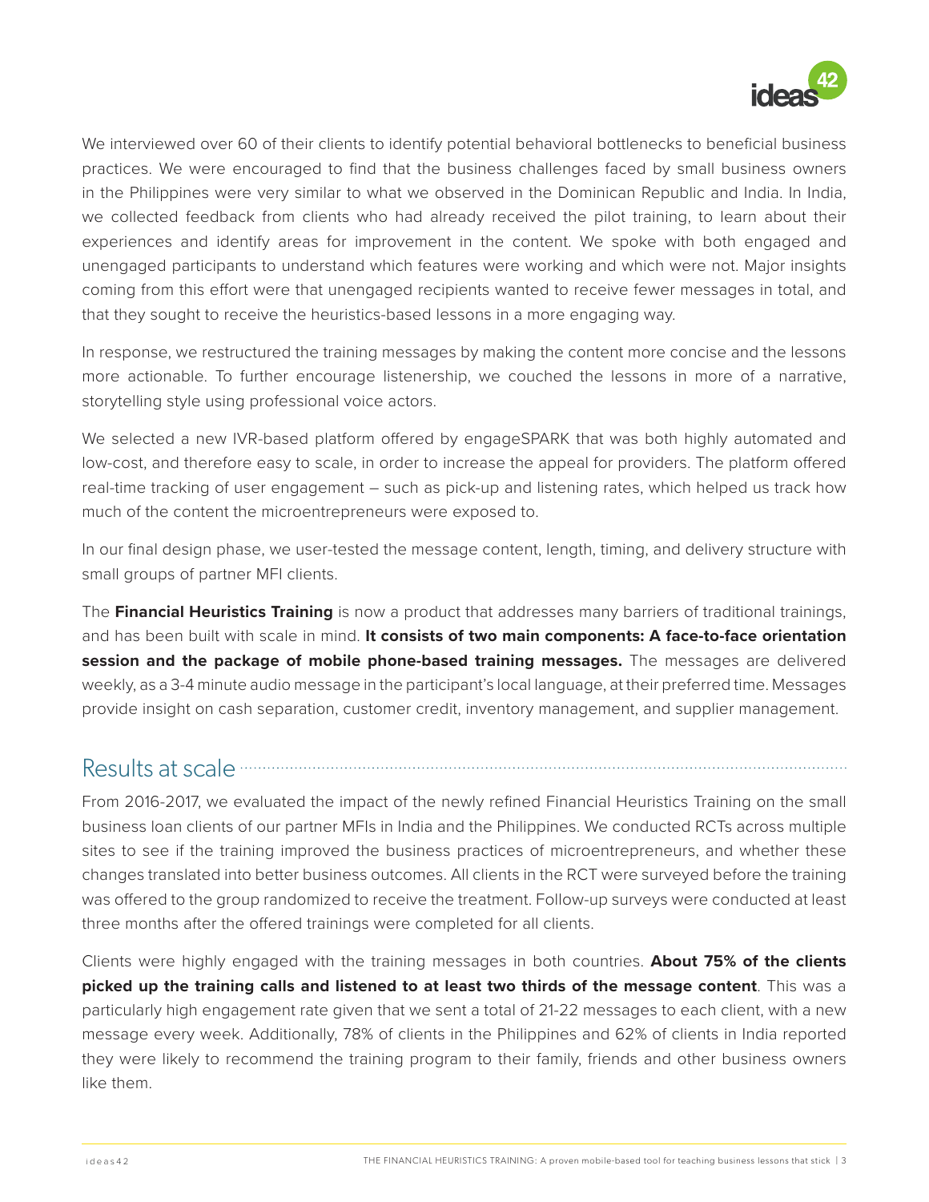We interviewed over 60 of their clients to identify potential behavioral bottlenecks to beneficial business practices. We were encouraged to find that the business challenges faced by small business owners in the Philippines were very similar to what we observed in the Dominican Republic and India. In India, we collected feedback from clients who had already received the pilot training, to learn about their experiences and identify areas for improvement in the content. We spoke with both engaged and unengaged participants to understand which features were working and which were not. Major insights coming from this effort were that unengaged recipients wanted to receive fewer messages in total, and that they sought to receive the heuristics-based lessons in a more engaging way.

In response, we restructured the training messages by making the content more concise and the lessons more actionable. To further encourage listenership, we couched the lessons in more of a narrative, storytelling style using professional voice actors.

We selected a new IVR-based platform offered by engageSPARK that was both highly automated and low-cost, and therefore easy to scale, in order to increase the appeal for providers. The platform offered real-time tracking of user engagement – such as pick-up and listening rates, which helped us track how much of the content the microentrepreneurs were exposed to.

In our final design phase, we user-tested the message content, length, timing, and delivery structure with small groups of partner MFI clients.

The **Financial Heuristics Training** is now a product that addresses many barriers of traditional trainings, and has been built with scale in mind. **It consists of two main components: A face-to-face orientation session and the package of mobile phone-based training messages.** The messages are delivered weekly, as a 3-4 minute audio message in the participant's local language, at their preferred time. Messages provide insight on cash separation, customer credit, inventory management, and supplier management.

## Results at scale

From 2016-2017, we evaluated the impact of the newly refined Financial Heuristics Training on the small business loan clients of our partner MFIs in India and the Philippines. We conducted RCTs across multiple sites to see if the training improved the business practices of microentrepreneurs, and whether these changes translated into better business outcomes. All clients in the RCT were surveyed before the training was offered to the group randomized to receive the treatment. Follow-up surveys were conducted at least three months after the offered trainings were completed for all clients.

Clients were highly engaged with the training messages in both countries. **About 75% of the clients picked up the training calls and listened to at least two thirds of the message content**. This was a particularly high engagement rate given that we sent a total of 21-22 messages to each client, with a new message every week. Additionally, 78% of clients in the Philippines and 62% of clients in India reported they were likely to recommend the training program to their family, friends and other business owners like them.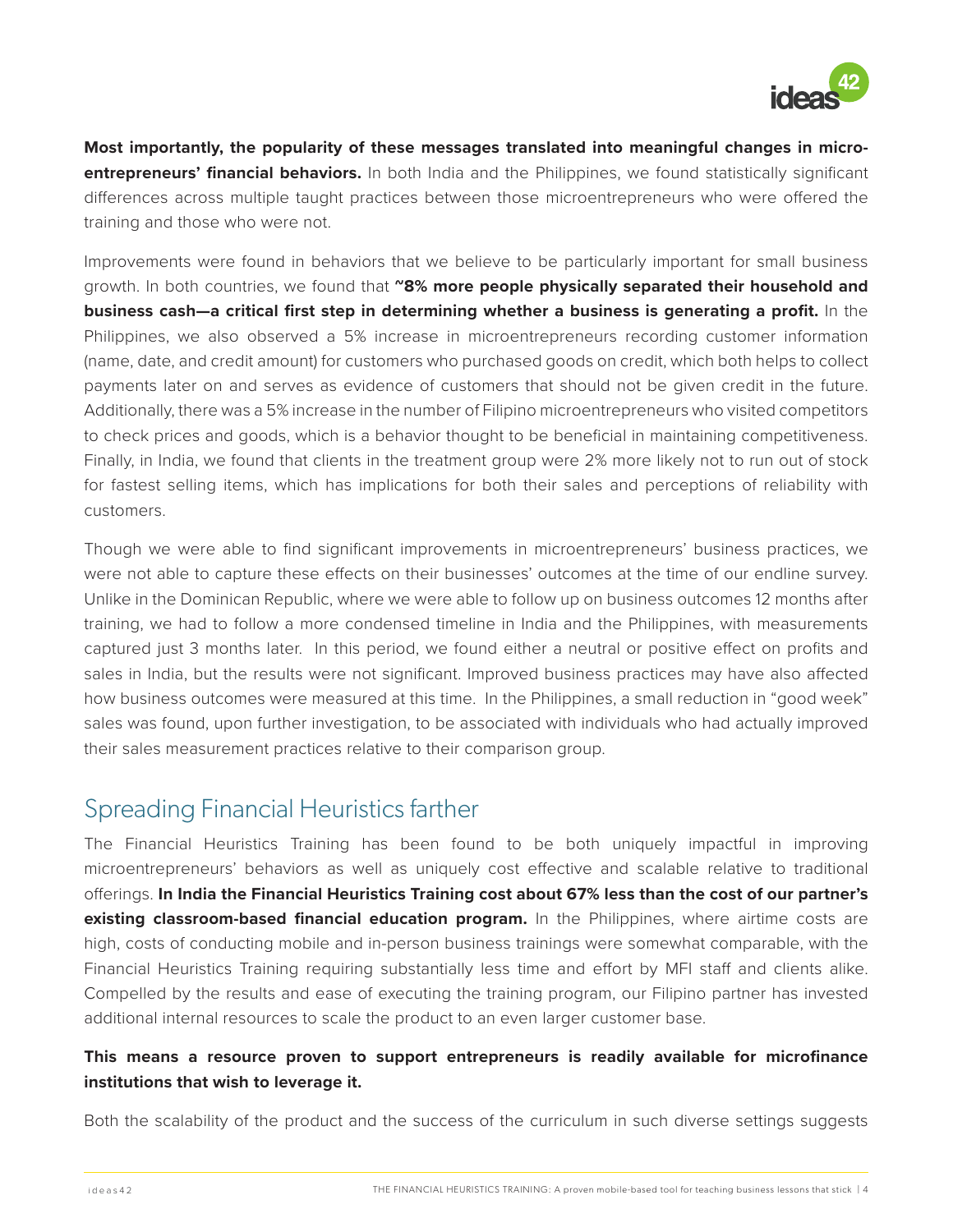**Most importantly, the popularity of these messages translated into meaningful changes in microentrepreneurs' financial behaviors.** In both India and the Philippines, we found statistically significant differences across multiple taught practices between those microentrepreneurs who were offered the training and those who were not.

Improvements were found in behaviors that we believe to be particularly important for small business growth. In both countries, we found that **~8% more people physically separated their household and business cash—a critical first step in determining whether a business is generating a profit.** In the Philippines, we also observed a 5% increase in microentrepreneurs recording customer information (name, date, and credit amount) for customers who purchased goods on credit, which both helps to collect payments later on and serves as evidence of customers that should not be given credit in the future. Additionally, there was a 5% increase in the number of Filipino microentrepreneurs who visited competitors to check prices and goods, which is a behavior thought to be beneficial in maintaining competitiveness. Finally, in India, we found that clients in the treatment group were 2% more likely not to run out of stock for fastest selling items, which has implications for both their sales and perceptions of reliability with customers.

Though we were able to find significant improvements in microentrepreneurs' business practices, we were not able to capture these effects on their businesses' outcomes at the time of our endline survey. Unlike in the Dominican Republic, where we were able to follow up on business outcomes 12 months after training, we had to follow a more condensed timeline in India and the Philippines, with measurements captured just 3 months later. In this period, we found either a neutral or positive effect on profits and sales in India, but the results were not significant. Improved business practices may have also affected how business outcomes were measured at this time. In the Philippines, a small reduction in "good week" sales was found, upon further investigation, to be associated with individuals who had actually improved their sales measurement practices relative to their comparison group.

## Spreading Financial Heuristics farther

The Financial Heuristics Training has been found to be both uniquely impactful in improving microentrepreneurs' behaviors as well as uniquely cost effective and scalable relative to traditional offerings. **In India the Financial Heuristics Training cost about 67% less than the cost of our partner's existing classroom-based financial education program.** In the Philippines, where airtime costs are high, costs of conducting mobile and in-person business trainings were somewhat comparable, with the Financial Heuristics Training requiring substantially less time and effort by MFI staff and clients alike. Compelled by the results and ease of executing the training program, our Filipino partner has invested additional internal resources to scale the product to an even larger customer base.

**This means a resource proven to support entrepreneurs is readily available for microfinance institutions that wish to leverage it.**

Both the scalability of the product and the success of the curriculum in such diverse settings suggests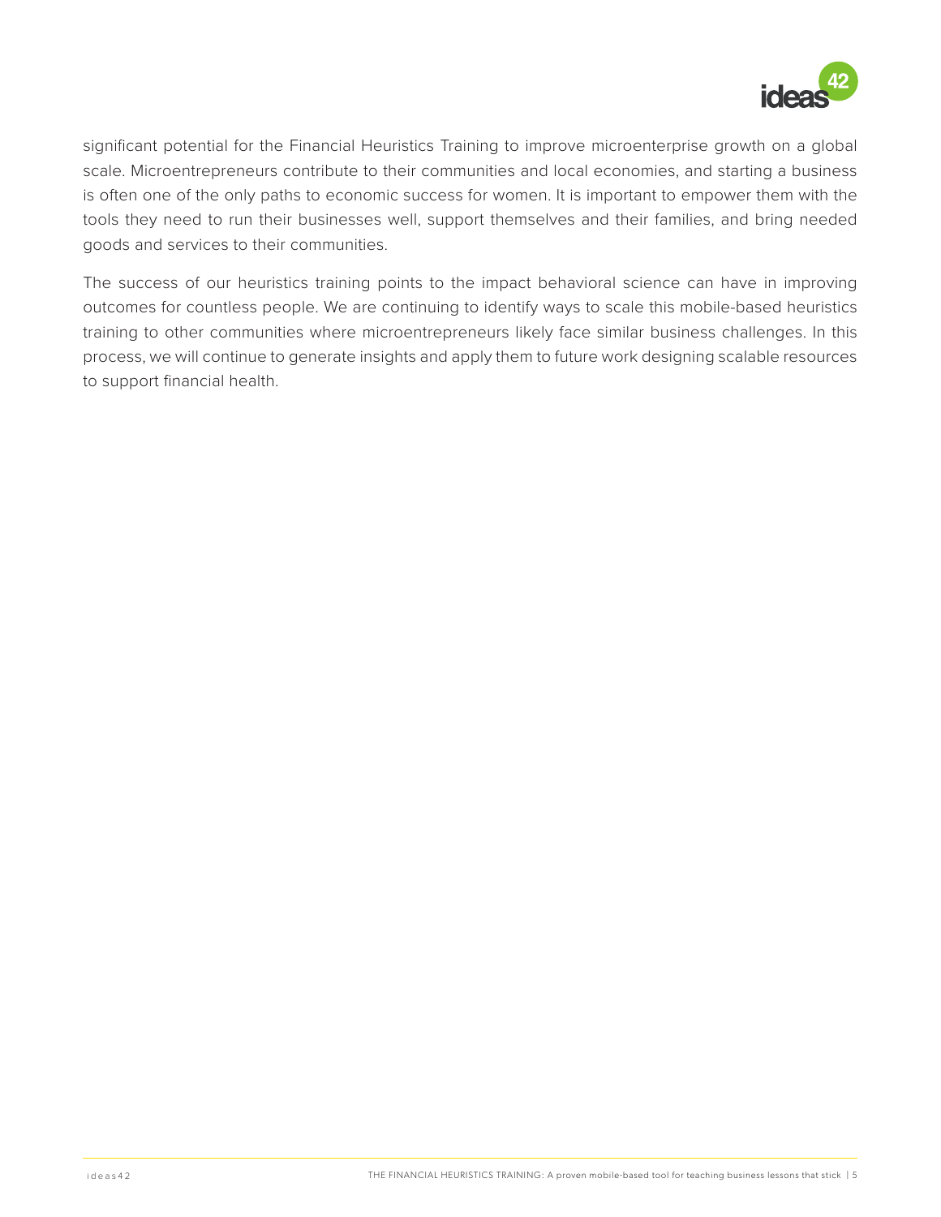significant potential for the Financial Heuristics Training to improve microenterprise growth on a global scale. Microentrepreneurs contribute to their communities and local economies, and starting a business is often one of the only paths to economic success for women. It is important to empower them with the tools they need to run their businesses well, support themselves and their families, and bring needed goods and services to their communities.

The success of our heuristics training points to the impact behavioral science can have in improving outcomes for countless people. We are continuing to identify ways to scale this mobile-based heuristics training to other communities where microentrepreneurs likely face similar business challenges. In this process, we will continue to generate insights and apply them to future work designing scalable resources to support financial health.